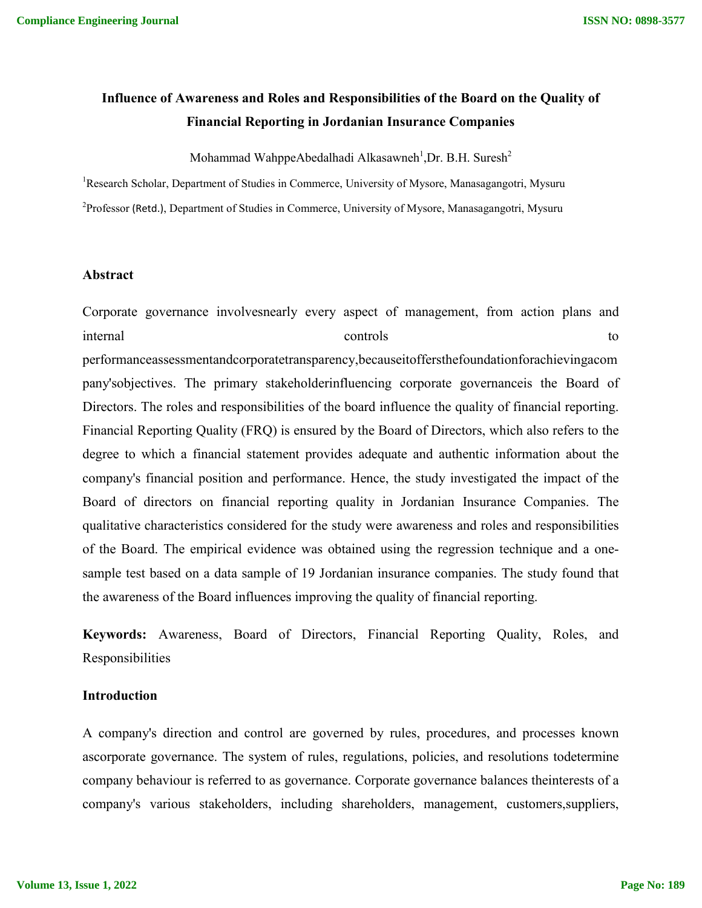# Influence of Awareness and Roles and Responsibilities of the Board on the Quality of Financial Reporting in Jordanian Insurance Companies

Mohammad WahppeAbedalhadi Alkasawneh[1],Dr. B.H. Suresh[2]

[1]Research Scholar, Department of Studies in Commerce, University of Mysore, Manasagangotri, Mysuru

[2]Professor (Retd.), Department of Studies in Commerce, University of Mysore, Manasagangotri, Mysuru

## Abstract

Corporate governance involvesnearly every aspect of management, from action plans and internal controls to performanceassessmentandcorporatetransparency,becauseitoffersthefoundationforachievingacompany'sobjectives. The primary stakeholderinfluencing corporate governanceis the Board of Directors. The roles and responsibilities of the board influence the quality of financial reporting. Financial Reporting Quality (FRQ) is ensured by the Board of Directors, which also refers to the degree to which a financial statement provides adequate and authentic information about the company's financial position and performance. Hence, the study investigated the impact of the Board of directors on financial reporting quality in Jordanian Insurance Companies. The qualitative characteristics considered for the study were awareness and roles and responsibilities of the Board. The empirical evidence was obtained using the regression technique and a one-sample test based on a data sample of 19 Jordanian insurance companies. The study found that the awareness of the Board influences improving the quality of financial reporting.

**Keywords:** Awareness, Board of Directors, Financial Reporting Quality, Roles, and Responsibilities

## Introduction

A company's direction and control are governed by rules, procedures, and processes known ascorporate governance. The system of rules, regulations, policies, and resolutions todetermine company behaviour is referred to as governance. Corporate governance balances theinterests of a company's various stakeholders, including shareholders, management, customers,suppliers,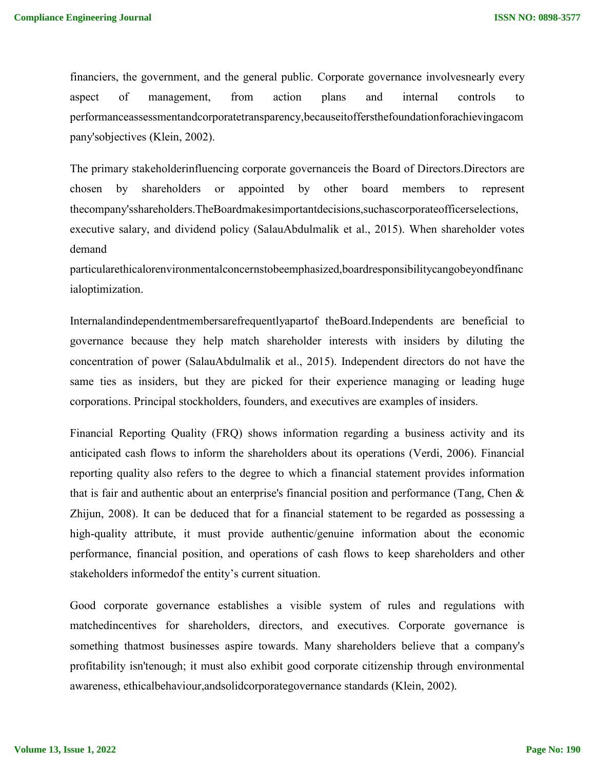financiers, the government, and the general public. Corporate governance involvesnearly every aspect of management, from action plans and internal controls to performanceassessmentandcorporatetransparency,becauseitoffersthefoundationforachievingacompany'sobjectives (Klein, 2002).

The primary stakeholderinfluencing corporate governanceis the Board of Directors.Directors are chosen by shareholders or appointed by other board members to represent thecompany'sshareholders.TheBoardmakesimportantdecisions,suchascorporateofficerselections, executive salary, and dividend policy (SalauAbdulmalik et al., 2015). When shareholder votes demand particularethicalorenvironmentalconcernstobeemphasized,boardresponsibilitycangobeyondfinancialoptimization.

Internalandindependentmembersarefrequentlyapartof theBoard.Independents are beneficial to governance because they help match shareholder interests with insiders by diluting the concentration of power (SalauAbdulmalik et al., 2015). Independent directors do not have the same ties as insiders, but they are picked for their experience managing or leading huge corporations. Principal stockholders, founders, and executives are examples of insiders.

Financial Reporting Quality (FRQ) shows information regarding a business activity and its anticipated cash flows to inform the shareholders about its operations (Verdi, 2006). Financial reporting quality also refers to the degree to which a financial statement provides information that is fair and authentic about an enterprise's financial position and performance (Tang, Chen & Zhijun, 2008). It can be deduced that for a financial statement to be regarded as possessing a high-quality attribute, it must provide authentic/genuine information about the economic performance, financial position, and operations of cash flows to keep shareholders and other stakeholders informedof the entity's current situation.

Good corporate governance establishes a visible system of rules and regulations with matchedincentives for shareholders, directors, and executives. Corporate governance is something thatmost businesses aspire towards. Many shareholders believe that a company's profitability isn'tenough; it must also exhibit good corporate citizenship through environmental awareness, ethicalbehaviour,andsolidcorporategovernance standards (Klein, 2002).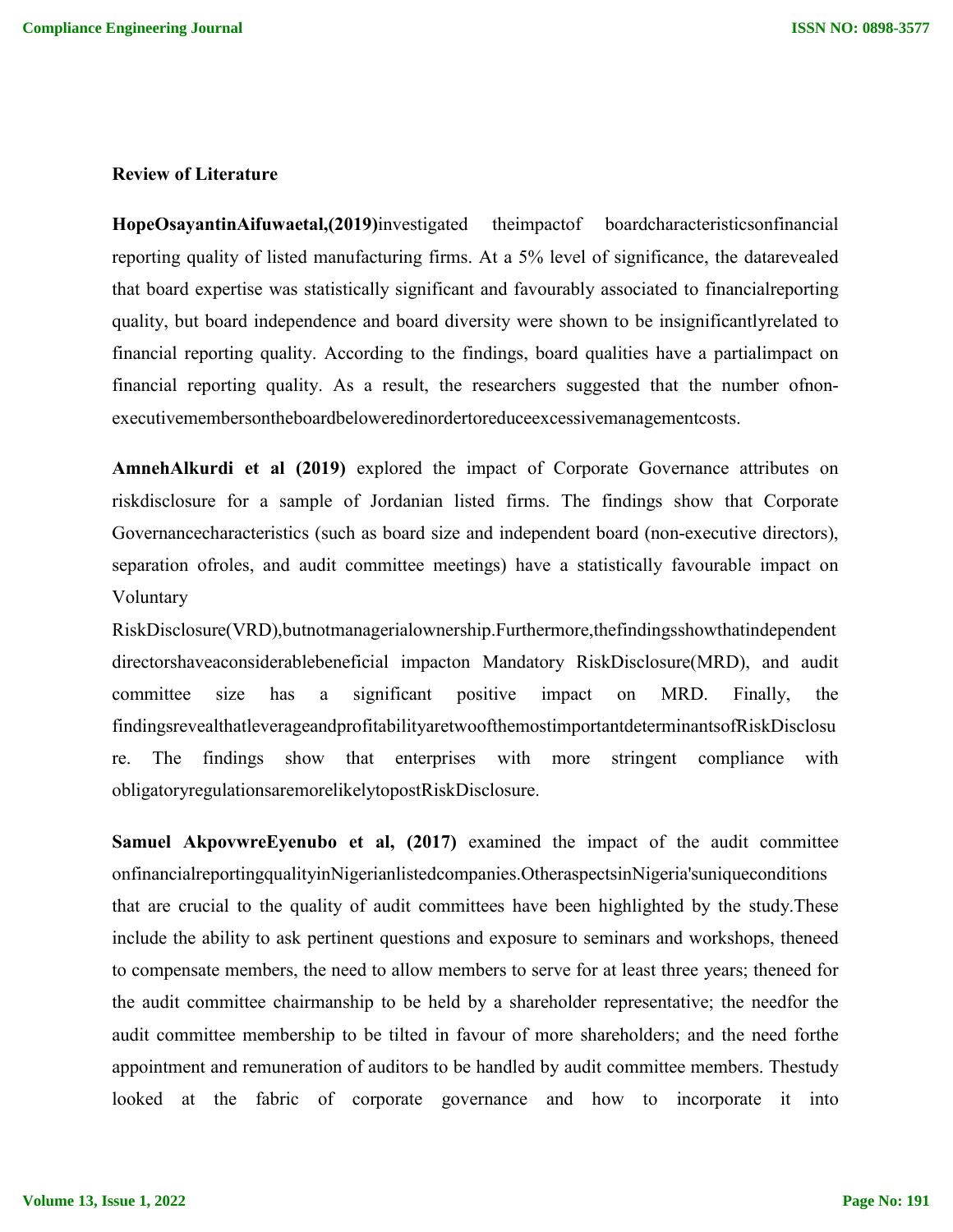**Review of Literature**

**HopeOsayantinAifuwaetal,(2019)**investigated theimpactof boardcharacteristicsonfinancial reporting quality of listed manufacturing firms. At a 5% level of significance, the datarevealed that board expertise was statistically significant and favourably associated to financialreporting quality, but board independence and board diversity were shown to be insignificantlyrelated to financial reporting quality. According to the findings, board qualities have a partialimpact on financial reporting quality. As a result, the researchers suggested that the number ofnon-executivemembersontheboardbeloweredinordertoreduceexcessivemanagementcosts.

**AmnehAlkurdi et al (2019)** explored the impact of Corporate Governance attributes on riskdisclosure for a sample of Jordanian listed firms. The findings show that Corporate Governancecharacteristics (such as board size and independent board (non-executive directors), separation ofroles, and audit committee meetings) have a statistically favourable impact on Voluntary RiskDisclosure(VRD),butnotmanagerialownership.Furthermore,thefindingsshowthatindependent directorshaveaconsiderablebeneficial impacton Mandatory RiskDisclosure(MRD), and audit committee size has a significant positive impact on MRD. Finally, the findingsrevealthatleverageandprofitabilityaretwoofthemostimportantdeterminantsofRiskDisclosure. The findings show that enterprises with more stringent compliance with obligatoryregulationsaremorelikelytopostRiskDisclosure.

**Samuel AkpovwreEyenubo et al, (2017)** examined the impact of the audit committee onfinancialreportingqualityinNigerianlistedcompanies.OtheraspectsinNigeria'suniqueconditions that are crucial to the quality of audit committees have been highlighted by the study.These include the ability to ask pertinent questions and exposure to seminars and workshops, theneed to compensate members, the need to allow members to serve for at least three years; theneed for the audit committee chairmanship to be held by a shareholder representative; the needfor the audit committee membership to be tilted in favour of more shareholders; and the need forthe appointment and remuneration of auditors to be handled by audit committee members. Thestudy looked at the fabric of corporate governance and how to incorporate it into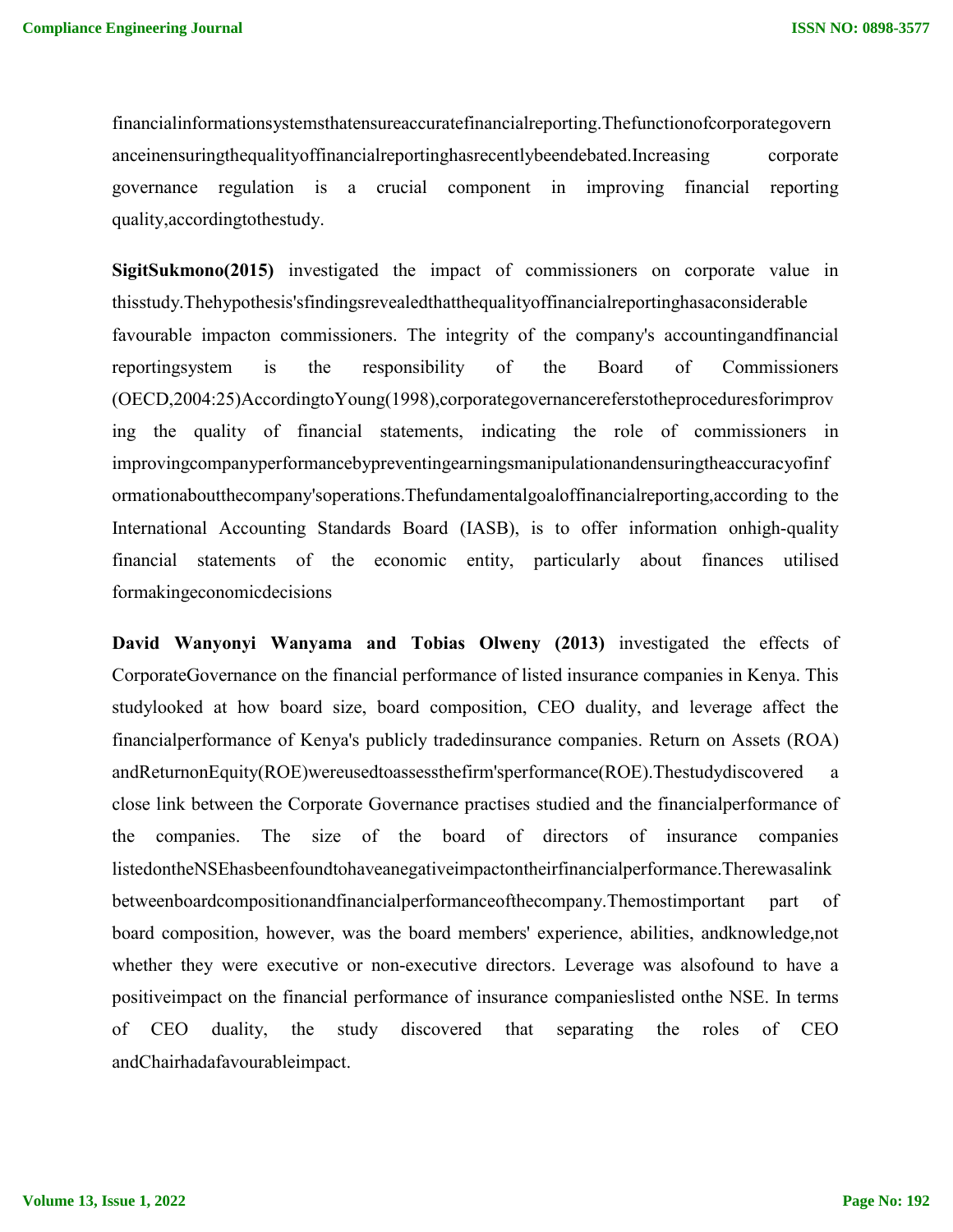financialinformationsystemsthatensureaccuratefinancialreporting.Thefunctionofcorporategovernanceinensuringthequalityoffinancialreportinghasrecentlybeendebated.Increasing corporate governance regulation is a crucial component in improving financial reporting quality,accordingtothestudy.

**SigitSukmono(2015)** investigated the impact of commissioners on corporate value in thisstudy.Thehypothesis'sfindingsrevealedthatthequalityoffinancialreportinghasaconsiderable favourable impacton commissioners. The integrity of the company's accountingandfinancial reportingsystem is the responsibility of the Board of Commissioners (OECD,2004:25)AccordingtoYoung(1998),corporategovernancereferstotheproceduresforimproving the quality of financial statements, indicating the role of commissioners in improvingcompanyperformancebypreventingearningsmanipulationandensuringtheaccuracyofinformationaboutthecompany'soperations.Thefundamentalgoaloffinancialreporting,according to the International Accounting Standards Board (IASB), is to offer information onhigh-quality financial statements of the economic entity, particularly about finances utilised formakingeconomicdecisions

**David Wanyonyi Wanyama and Tobias Olweny (2013)** investigated the effects of CorporateGovernance on the financial performance of listed insurance companies in Kenya. This studylooked at how board size, board composition, CEO duality, and leverage affect the financialperformance of Kenya's publicly tradedinsurance companies. Return on Assets (ROA) andReturnonEquity(ROE)wereusedtoassessthefirm'sperformance(ROE).Thestudydiscovered a close link between the Corporate Governance practises studied and the financialperformance of the companies. The size of the board of directors of insurance companies listedontheNSEhasbeenfoundtohaveanegativeimpactontheirfinancialperformance.Therewasalink betweenboardcompositionandfinancialperformanceofthecompany.Themostimportant part of board composition, however, was the board members' experience, abilities, andknowledge,not whether they were executive or non-executive directors. Leverage was alsofound to have a positiveimpact on the financial performance of insurance companieslisted onthe NSE. In terms of CEO duality, the study discovered that separating the roles of CEO andChairhadafavourableimpact.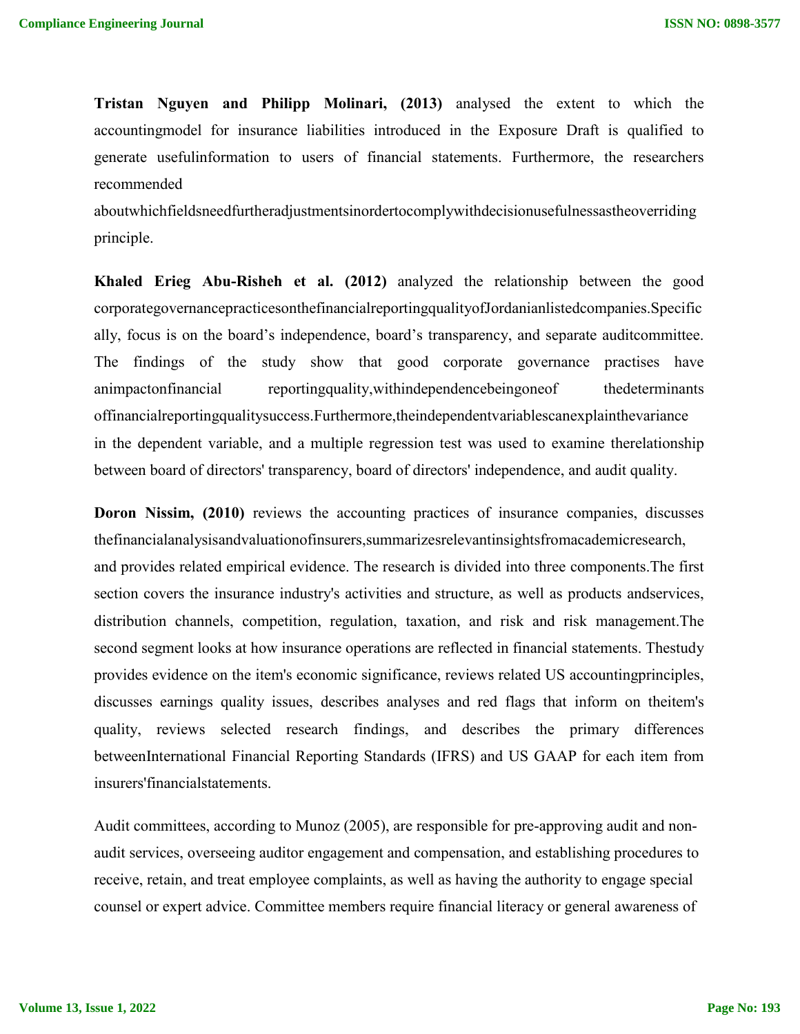**Tristan Nguyen and Philipp Molinari, (2013)** analysed the extent to which the accountingmodel for insurance liabilities introduced in the Exposure Draft is qualified to generate usefulinformation to users of financial statements. Furthermore, the researchers recommended aboutwhichfieldsneedfurtheradjustmentsinordertocomplywithdecisionusefulnessastheoverriding principle.

**Khaled Erieg Abu-Risheh et al. (2012)** analyzed the relationship between the good corporategovernancepracticesonthefinancialreportingqualityofJordanianlistedcompanies.Specifically, focus is on the board's independence, board's transparency, and separate auditcommittee. The findings of the study show that good corporate governance practises have animpactonfinancial reportingquality,withindependencebeingoneof thedeterminants offinancialreportingqualitysuccess.Furthermore,theindependentvariablescanexplainthevariance in the dependent variable, and a multiple regression test was used to examine therelationship between board of directors' transparency, board of directors' independence, and audit quality.

**Doron Nissim, (2010)** reviews the accounting practices of insurance companies, discusses thefinancialanalysisandvaluationofinsurers,summarizesrelevantinsightsfromacademicresearch, and provides related empirical evidence. The research is divided into three components.The first section covers the insurance industry's activities and structure, as well as products andservices, distribution channels, competition, regulation, taxation, and risk and risk management.The second segment looks at how insurance operations are reflected in financial statements. Thestudy provides evidence on the item's economic significance, reviews related US accountingprinciples, discusses earnings quality issues, describes analyses and red flags that inform on theitem's quality, reviews selected research findings, and describes the primary differences betweenInternational Financial Reporting Standards (IFRS) and US GAAP for each item from insurers'financialstatements.

Audit committees, according to Munoz (2005), are responsible for pre-approving audit and non-audit services, overseeing auditor engagement and compensation, and establishing procedures to receive, retain, and treat employee complaints, as well as having the authority to engage special counsel or expert advice. Committee members require financial literacy or general awareness of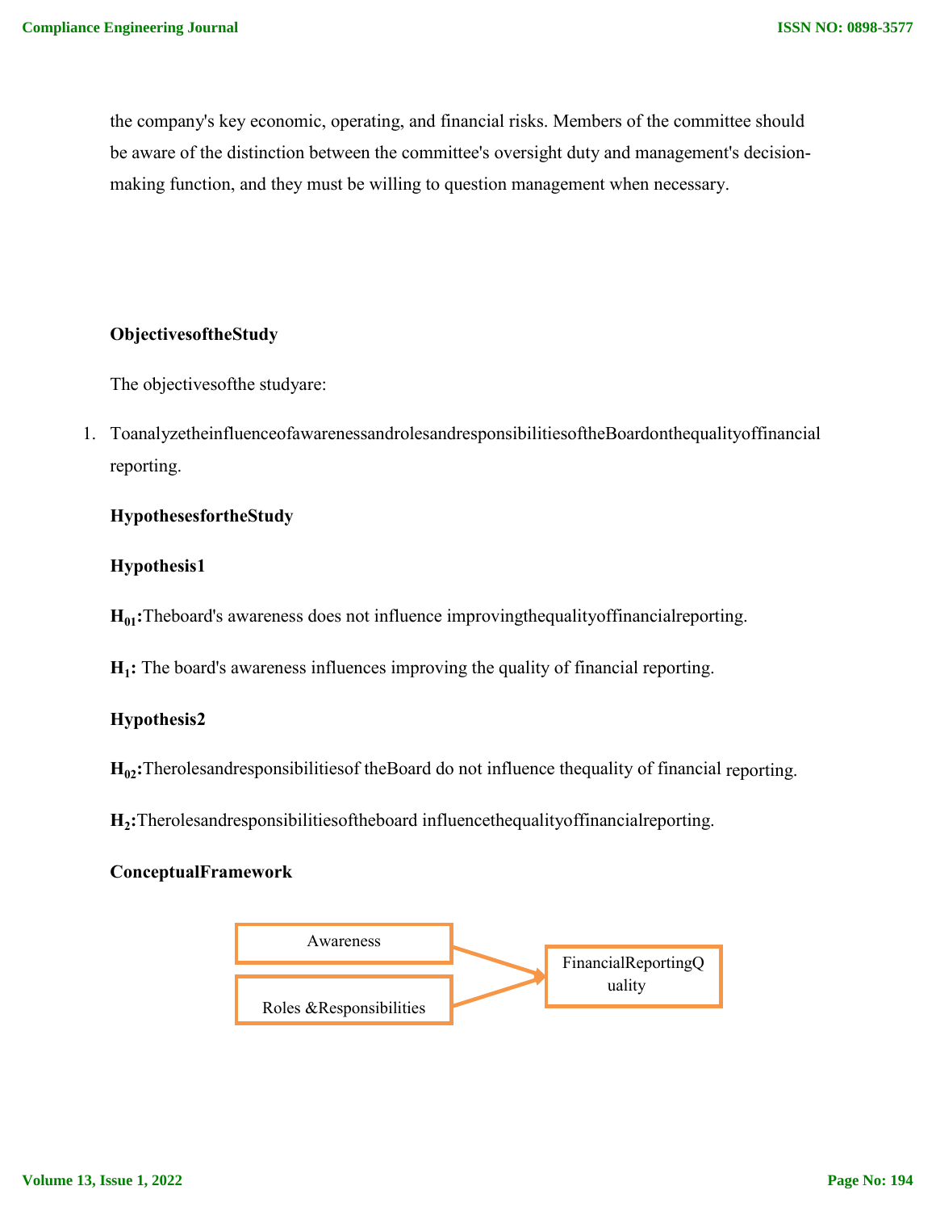the company's key economic, operating, and financial risks. Members of the committee should be aware of the distinction between the committee's oversight duty and management's decision-making function, and they must be willing to question management when necessary.

**ObjectivesoftheStudy**

The objectivesofthe studyare:

1. Toanalyzetheinfluenceofawarenessandrolesandresponsibilitiesofthe Boardonthequalityoffinancial reporting.

**HypothesesfortheStudy**

**Hypothesis1**

**$H_{01}$:** Theboard's awareness does not influence improvingthequalityoffinancialreporting.

**$H_1$:** The board's awareness influences improving the quality of financial reporting.

**Hypothesis2**

**$H_{02}$:** Therolesandresponsibilitiesof theBoard do not influence thequality of financial reporting.

**$H_2$:** Therolesandresponsibilitiesoftheboard influencethequalityoffinancialreporting.

**ConceptualFramework**

Awareness → FinancialReportingQuality

Roles &Responsibilities → FinancialReportingQuality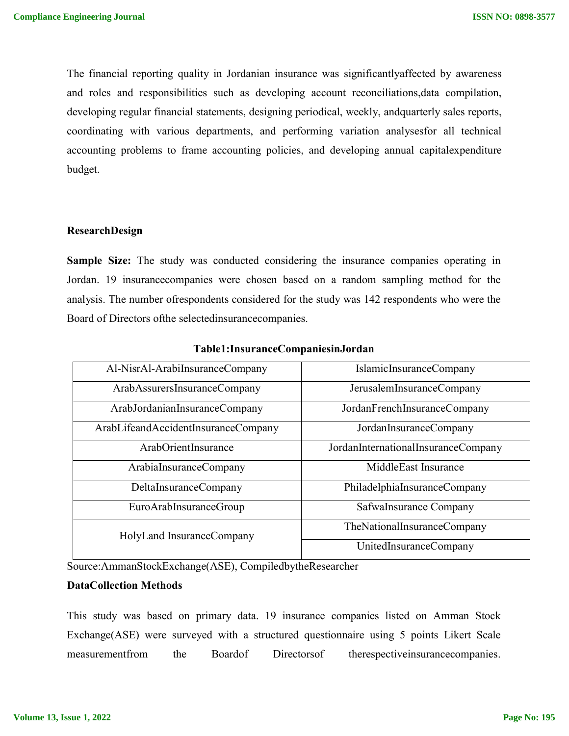The financial reporting quality in Jordanian insurance was significantlyaffected by awareness and roles and responsibilities such as developing account reconciliations,data compilation, developing regular financial statements, designing periodical, weekly, andquarterly sales reports, coordinating with various departments, and performing variation analysesfor all technical accounting problems to frame accounting policies, and developing annual capitalexpenditure budget.

**ResearchDesign**

**Sample Size:** The study was conducted considering the insurance companies operating in Jordan. 19 insurancecompanies were chosen based on a random sampling method for the analysis. The number ofrespondents considered for the study was 142 respondents who were the Board of Directors ofthe selectedinsurancecompanies.

**Table1:InsuranceCompaniesinJordan**

| | |
|---|---|
| Al-NisrAl-ArabiInsuranceCompany | IslamicInsuranceCompany |
| ArabAssurersInsuranceCompany | JerusalemInsuranceCompany |
| ArabJordanianInsuranceCompany | JordanFrenchInsuranceCompany |
| ArabLifeandAccidentInsuranceCompany | JordanInsuranceCompany |
| ArabOrientInsurance | JordanInternationalInsuranceCompany |
| ArabiaInsuranceCompany | MiddleEast Insurance |
| DeltaInsuranceCompany | PhiladelphiaInsuranceCompany |
| EuroArabInsuranceGroup | SafwaInsurance Company |
| HolyLand InsuranceCompany | TheNationalInsuranceCompany |
| | UnitedInsuranceCompany |

Source:AmmanStockExchange(ASE), CompiledbytheResearcher

**DataCollection Methods**

This study was based on primary data. 19 insurance companies listed on Amman Stock Exchange(ASE) were surveyed with a structured questionnaire using 5 points Likert Scale measurementfrom the Boardof Directorsof therespectiveinsurancecompanies.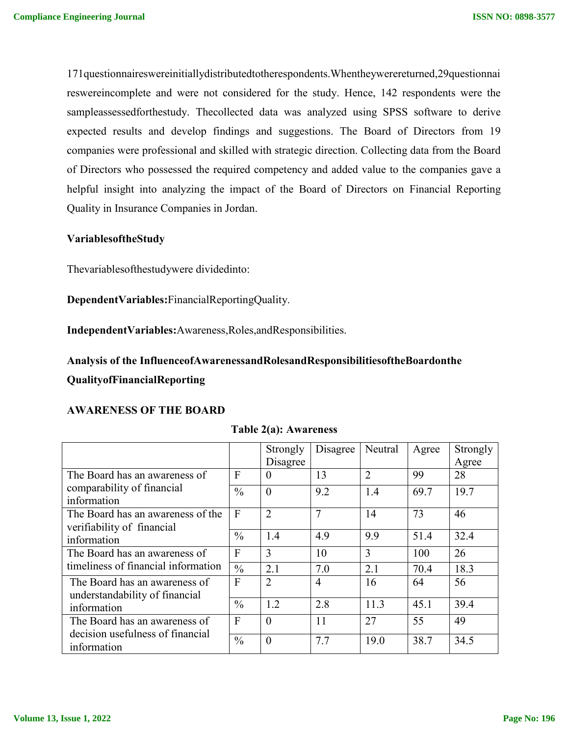171questionnaireswereinitiallydistributedtotherespondents.Whentheywerereturned,29questionnaireswereincomplete and were not considered for the study. Hence, 142 respondents were the sampleassessedforthestudy. Thecollected data was analyzed using SPSS software to derive expected results and develop findings and suggestions. The Board of Directors from 19 companies were professional and skilled with strategic direction. Collecting data from the Board of Directors who possessed the required competency and added value to the companies gave a helpful insight into analyzing the impact of the Board of Directors on Financial Reporting Quality in Insurance Companies in Jordan.

**VariablesoftheStudy**

Thevariablesofthestudywere dividedinto:

**DependentVariables:**FinancialReportingQuality.

**IndependentVariables:**Awareness,Roles,andResponsibilities.

### Analysis of the InfluenceofAwarenessandRolesandResponsibilitiesoftheBoardontheQualityofFinancialReporting

**AWARENESS OF THE BOARD**

**Table 2(a): Awareness**

| | | Strongly Disagree | Disagree | Neutral | Agree | Strongly Agree |
|---|---|---|---|---|---|---|
| The Board has an awareness of comparability of financial information | F | 0 | 13 | 2 | 99 | 28 |
| | % | 0 | 9.2 | 1.4 | 69.7 | 19.7 |
| The Board has an awareness of the verifiability of financial information | F | 2 | 7 | 14 | 73 | 46 |
| | % | 1.4 | 4.9 | 9.9 | 51.4 | 32.4 |
| The Board has an awareness of timeliness of financial information | F | 3 | 10 | 3 | 100 | 26 |
| | % | 2.1 | 7.0 | 2.1 | 70.4 | 18.3 |
| The Board has an awareness of understandability of financial information | F | 2 | 4 | 16 | 64 | 56 |
| | % | 1.2 | 2.8 | 11.3 | 45.1 | 39.4 |
| The Board has an awareness of decision usefulness of financial information | F | 0 | 11 | 27 | 55 | 49 |
| | % | 0 | 7.7 | 19.0 | 38.7 | 34.5 |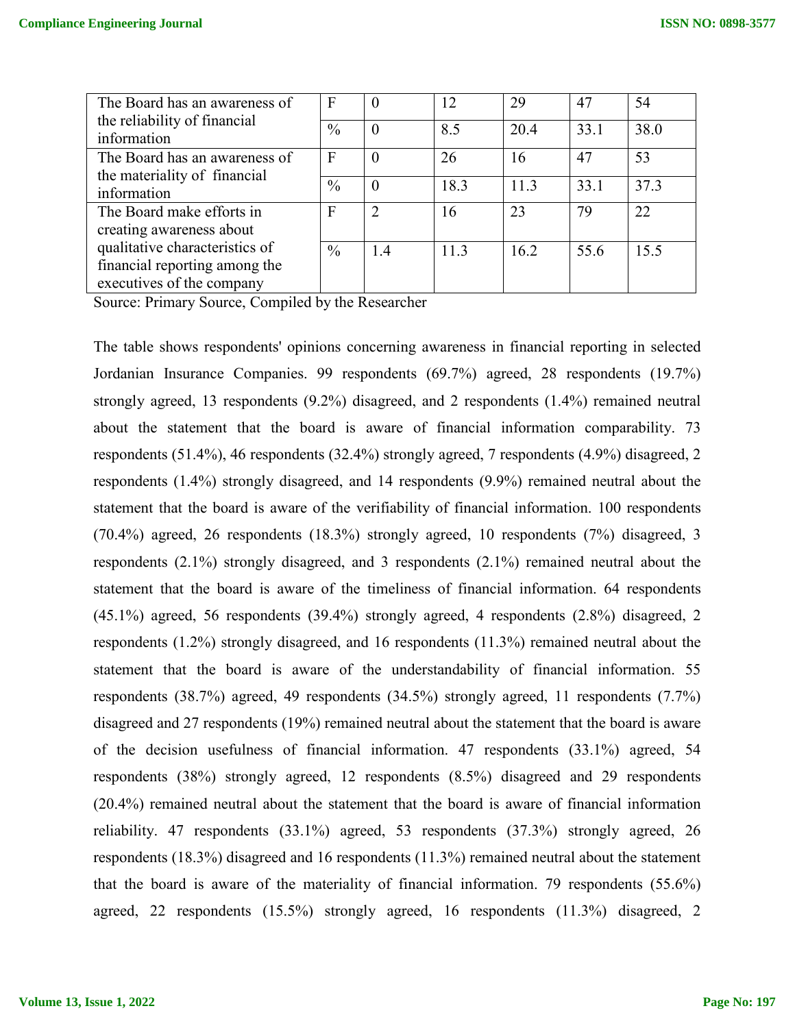| | | | | | | |
|---|---|---|---|---|---|---|
| The Board has an awareness of the reliability of financial information | F | 0 | 12 | 29 | 47 | 54 |
| | % | 0 | 8.5 | 20.4 | 33.1 | 38.0 |
| The Board has an awareness of the materiality of financial information | F | 0 | 26 | 16 | 47 | 53 |
| | % | 0 | 18.3 | 11.3 | 33.1 | 37.3 |
| The Board make efforts in creating awareness about qualitative characteristics of financial reporting among the executives of the company | F | 2 | 16 | 23 | 79 | 22 |
| | % | 1.4 | 11.3 | 16.2 | 55.6 | 15.5 |

Source: Primary Source, Compiled by the Researcher

The table shows respondents' opinions concerning awareness in financial reporting in selected Jordanian Insurance Companies. 99 respondents (69.7%) agreed, 28 respondents (19.7%) strongly agreed, 13 respondents (9.2%) disagreed, and 2 respondents (1.4%) remained neutral about the statement that the board is aware of financial information comparability. 73 respondents (51.4%), 46 respondents (32.4%) strongly agreed, 7 respondents (4.9%) disagreed, 2 respondents (1.4%) strongly disagreed, and 14 respondents (9.9%) remained neutral about the statement that the board is aware of the verifiability of financial information. 100 respondents (70.4%) agreed, 26 respondents (18.3%) strongly agreed, 10 respondents (7%) disagreed, 3 respondents (2.1%) strongly disagreed, and 3 respondents (2.1%) remained neutral about the statement that the board is aware of the timeliness of financial information. 64 respondents (45.1%) agreed, 56 respondents (39.4%) strongly agreed, 4 respondents (2.8%) disagreed, 2 respondents (1.2%) strongly disagreed, and 16 respondents (11.3%) remained neutral about the statement that the board is aware of the understandability of financial information. 55 respondents (38.7%) agreed, 49 respondents (34.5%) strongly agreed, 11 respondents (7.7%) disagreed and 27 respondents (19%) remained neutral about the statement that the board is aware of the decision usefulness of financial information. 47 respondents (33.1%) agreed, 54 respondents (38%) strongly agreed, 12 respondents (8.5%) disagreed and 29 respondents (20.4%) remained neutral about the statement that the board is aware of financial information reliability. 47 respondents (33.1%) agreed, 53 respondents (37.3%) strongly agreed, 26 respondents (18.3%) disagreed and 16 respondents (11.3%) remained neutral about the statement that the board is aware of the materiality of financial information. 79 respondents (55.6%) agreed, 22 respondents (15.5%) strongly agreed, 16 respondents (11.3%) disagreed, 2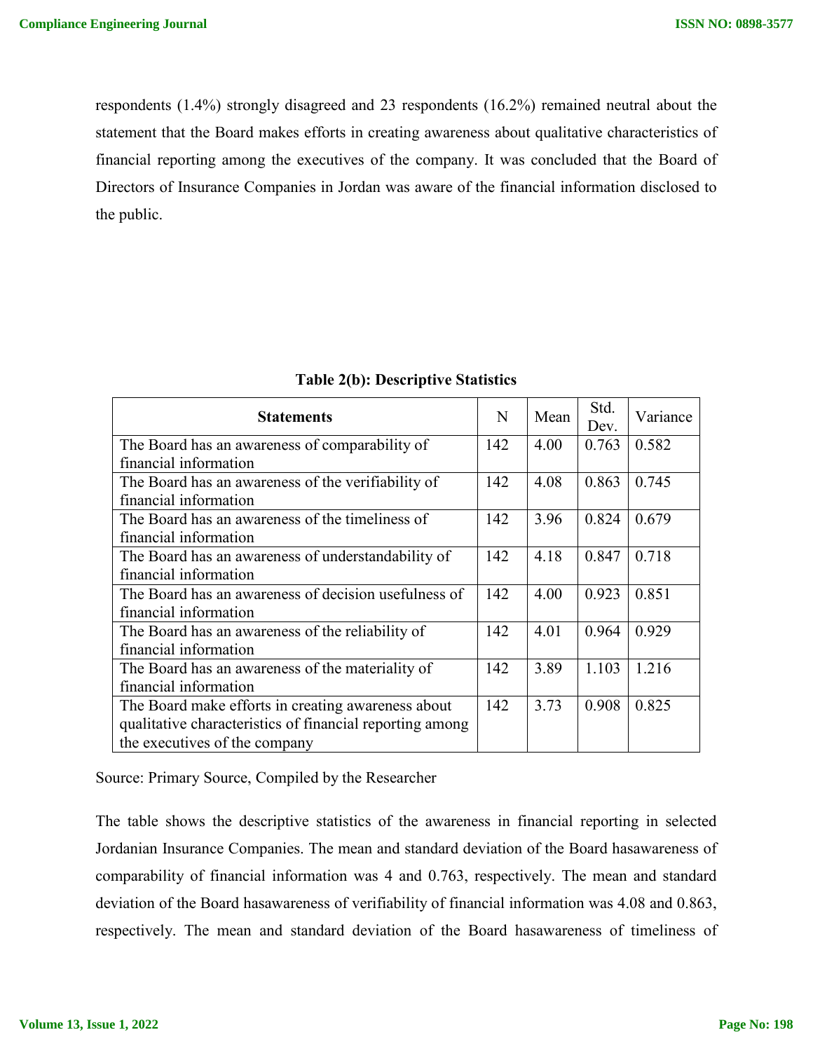respondents (1.4%) strongly disagreed and 23 respondents (16.2%) remained neutral about the statement that the Board makes efforts in creating awareness about qualitative characteristics of financial reporting among the executives of the company. It was concluded that the Board of Directors of Insurance Companies in Jordan was aware of the financial information disclosed to the public.

**Table 2(b): Descriptive Statistics**

| Statements | N | Mean | Std. Dev. | Variance |
|---|---|---|---|---|
| The Board has an awareness of comparability of financial information | 142 | 4.00 | 0.763 | 0.582 |
| The Board has an awareness of the verifiability of financial information | 142 | 4.08 | 0.863 | 0.745 |
| The Board has an awareness of the timeliness of financial information | 142 | 3.96 | 0.824 | 0.679 |
| The Board has an awareness of understandability of financial information | 142 | 4.18 | 0.847 | 0.718 |
| The Board has an awareness of decision usefulness of financial information | 142 | 4.00 | 0.923 | 0.851 |
| The Board has an awareness of the reliability of financial information | 142 | 4.01 | 0.964 | 0.929 |
| The Board has an awareness of the materiality of financial information | 142 | 3.89 | 1.103 | 1.216 |
| The Board make efforts in creating awareness about qualitative characteristics of financial reporting among the executives of the company | 142 | 3.73 | 0.908 | 0.825 |

Source: Primary Source, Compiled by the Researcher

The table shows the descriptive statistics of the awareness in financial reporting in selected Jordanian Insurance Companies. The mean and standard deviation of the Board hasawareness of comparability of financial information was 4 and 0.763, respectively. The mean and standard deviation of the Board hasawareness of verifiability of financial information was 4.08 and 0.863, respectively. The mean and standard deviation of the Board hasawareness of timeliness of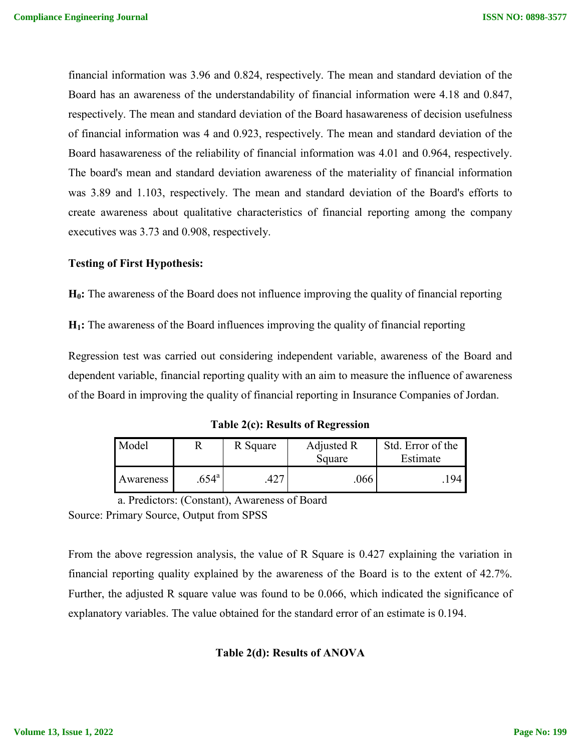financial information was 3.96 and 0.824, respectively. The mean and standard deviation of the Board has an awareness of the understandability of financial information were 4.18 and 0.847, respectively. The mean and standard deviation of the Board hasawareness of decision usefulness of financial information was 4 and 0.923, respectively. The mean and standard deviation of the Board hasawareness of the reliability of financial information was 4.01 and 0.964, respectively. The board's mean and standard deviation awareness of the materiality of financial information was 3.89 and 1.103, respectively. The mean and standard deviation of the Board's efforts to create awareness about qualitative characteristics of financial reporting among the company executives was 3.73 and 0.908, respectively.

**Testing of First Hypothesis:**

**$H_0$:** The awareness of the Board does not influence improving the quality of financial reporting

**$H_1$:** The awareness of the Board influences improving the quality of financial reporting

Regression test was carried out considering independent variable, awareness of the Board and dependent variable, financial reporting quality with an aim to measure the influence of awareness of the Board in improving the quality of financial reporting in Insurance Companies of Jordan.

**Table 2(c): Results of Regression**

| Model | R | R Square | Adjusted R Square | Std. Error of the Estimate |
|---|---|---|---|---|
| Awareness | .654[a] | .427 | .066 | .194 |

a. Predictors: (Constant), Awareness of Board

Source: Primary Source, Output from SPSS

From the above regression analysis, the value of R Square is 0.427 explaining the variation in financial reporting quality explained by the awareness of the Board is to the extent of 42.7%. Further, the adjusted R square value was found to be 0.066, which indicated the significance of explanatory variables. The value obtained for the standard error of an estimate is 0.194.

**Table 2(d): Results of ANOVA**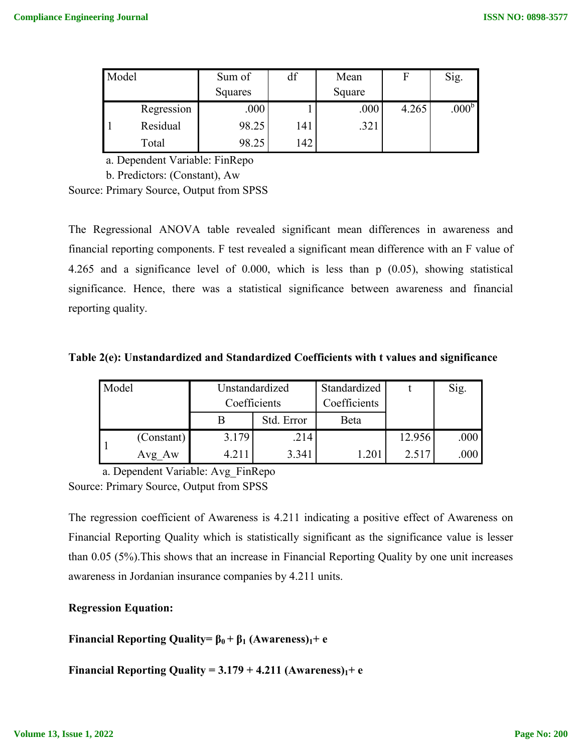| Model | | Sum of Squares | df | Mean Square | F | Sig. |
|---|---|---|---|---|---|---|
| 1 | Regression | .000 | 1 | .000 | 4.265 | .000[b] |
| | Residual | 98.25 | 141 | .321 | | |
| | Total | 98.25 | 142 | | | |

a. Dependent Variable: FinRepo

b. Predictors: (Constant), Aw

Source: Primary Source, Output from SPSS

The Regressional ANOVA table revealed significant mean differences in awareness and financial reporting components. F test revealed a significant mean difference with an F value of 4.265 and a significance level of 0.000, which is less than p (0.05), showing statistical significance. Hence, there was a statistical significance between awareness and financial reporting quality.

**Table 2(e): Unstandardized and Standardized Coefficients with t values and significance**

| Model | | Unstandardized Coefficients | | Standardized Coefficients | t | Sig. |
|---|---|---|---|---|---|---|
| | | B | Std. Error | Beta | | |
| 1 | (Constant) | 3.179 | .214 | | 12.956 | .000 |
| | Avg_Aw | 4.211 | 3.341 | 1.201 | 2.517 | .000 |

a. Dependent Variable: Avg_FinRepo

Source: Primary Source, Output from SPSS

The regression coefficient of Awareness is 4.211 indicating a positive effect of Awareness on Financial Reporting Quality which is statistically significant as the significance value is lesser than 0.05 (5%).This shows that an increase in Financial Reporting Quality by one unit increases awareness in Jordanian insurance companies by 4.211 units.

**Regression Equation:**

**Financial Reporting Quality= $\beta_0 + \beta_1$ $(\text{Awareness})_1 + e$**

**Financial Reporting Quality = $3.179 + 4.211$ $(\text{Awareness})_1 + e$**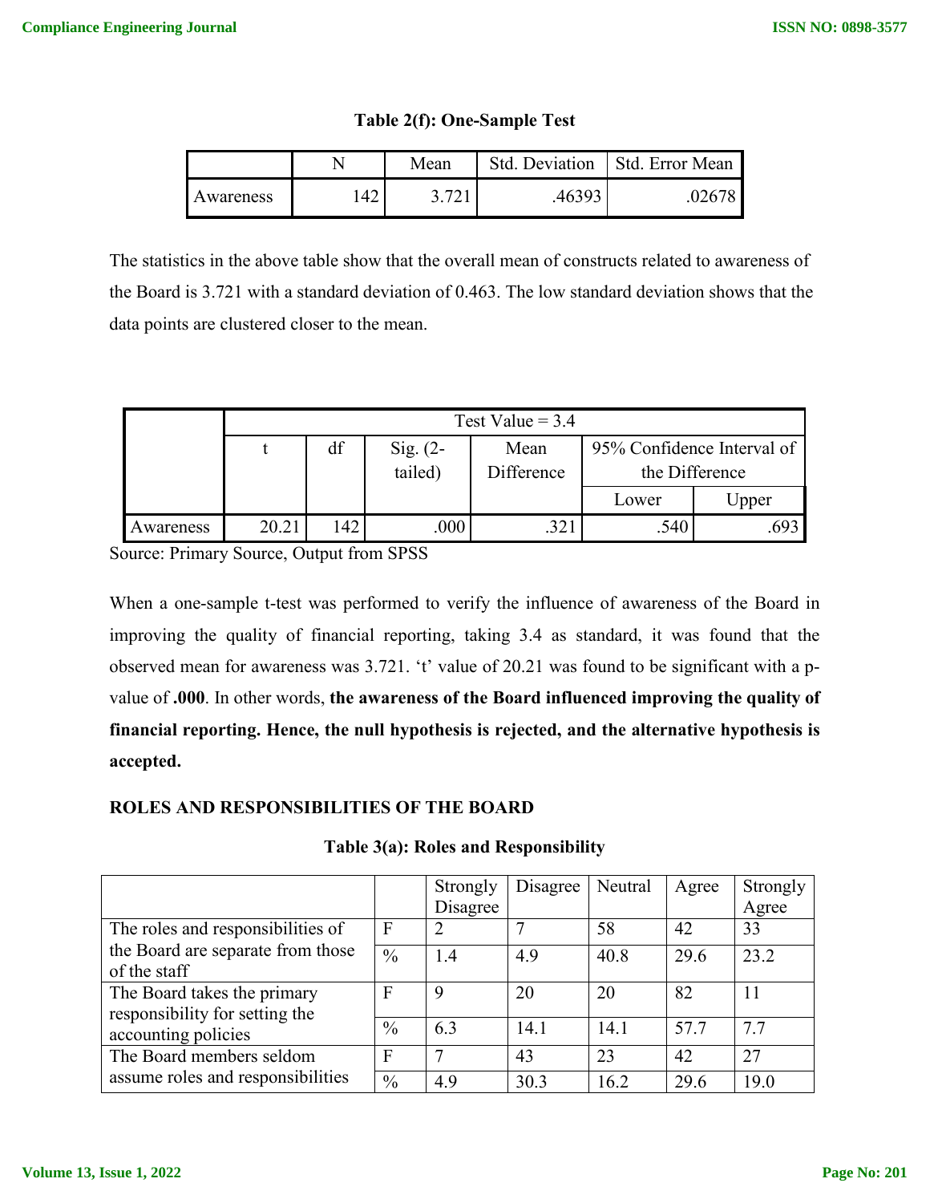**Table 2(f): One-Sample Test**

| | N | Mean | Std. Deviation | Std. Error Mean |
|---|---|---|---|---|
| Awareness | 142 | 3.721 | .46393 | .02678 |

The statistics in the above table show that the overall mean of constructs related to awareness of the Board is 3.721 with a standard deviation of 0.463. The low standard deviation shows that the data points are clustered closer to the mean.

| | Test Value = 3.4 | | | | | |
|---|---|---|---|---|---|---|
| | t | df | Sig. (2-tailed) | Mean Difference | 95% Confidence Interval of the Difference | |
| | | | | | Lower | Upper |
| Awareness | 20.21 | 142 | .000 | .321 | .540 | .693 |

Source: Primary Source, Output from SPSS

When a one-sample t-test was performed to verify the influence of awareness of the Board in improving the quality of financial reporting, taking 3.4 as standard, it was found that the observed mean for awareness was 3.721. 't' value of 20.21 was found to be significant with a p-value of **.000**. In other words, **the awareness of the Board influenced improving the quality of financial reporting. Hence, the null hypothesis is rejected, and the alternative hypothesis is accepted.**

**ROLES AND RESPONSIBILITIES OF THE BOARD**

**Table 3(a): Roles and Responsibility**

| | | Strongly Disagree | Disagree | Neutral | Agree | Strongly Agree |
|---|---|---|---|---|---|---|
| The roles and responsibilities of the Board are separate from those of the staff | F | 2 | 7 | 58 | 42 | 33 |
| | % | 1.4 | 4.9 | 40.8 | 29.6 | 23.2 |
| The Board takes the primary responsibility for setting the accounting policies | F | 9 | 20 | 20 | 82 | 11 |
| | % | 6.3 | 14.1 | 14.1 | 57.7 | 7.7 |
| The Board members seldom assume roles and responsibilities | F | 7 | 43 | 23 | 42 | 27 |
| | % | 4.9 | 30.3 | 16.2 | 29.6 | 19.0 |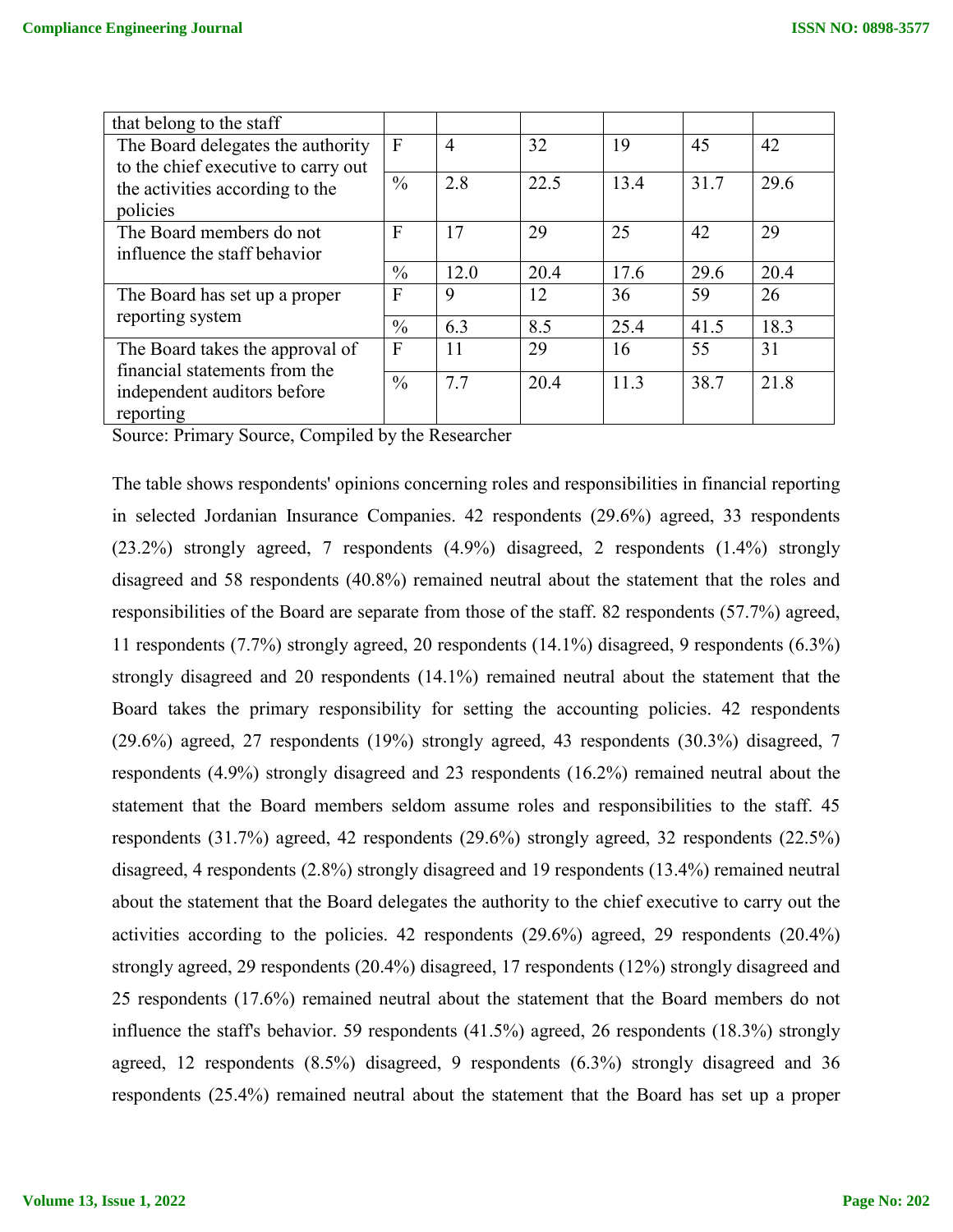| that belong to the staff | | | | | | |
|---|---|---|---|---|---|---|
| The Board delegates the authority to the chief executive to carry out the activities according to the policies | F | 4 | 32 | 19 | 45 | 42 |
| | % | 2.8 | 22.5 | 13.4 | 31.7 | 29.6 |
| The Board members do not influence the staff behavior | F | 17 | 29 | 25 | 42 | 29 |
| | % | 12.0 | 20.4 | 17.6 | 29.6 | 20.4 |
| The Board has set up a proper reporting system | F | 9 | 12 | 36 | 59 | 26 |
| | % | 6.3 | 8.5 | 25.4 | 41.5 | 18.3 |
| The Board takes the approval of financial statements from the independent auditors before reporting | F | 11 | 29 | 16 | 55 | 31 |
| | % | 7.7 | 20.4 | 11.3 | 38.7 | 21.8 |

Source: Primary Source, Compiled by the Researcher

The table shows respondents' opinions concerning roles and responsibilities in financial reporting in selected Jordanian Insurance Companies. 42 respondents (29.6%) agreed, 33 respondents (23.2%) strongly agreed, 7 respondents (4.9%) disagreed, 2 respondents (1.4%) strongly disagreed and 58 respondents (40.8%) remained neutral about the statement that the roles and responsibilities of the Board are separate from those of the staff. 82 respondents (57.7%) agreed, 11 respondents (7.7%) strongly agreed, 20 respondents (14.1%) disagreed, 9 respondents (6.3%) strongly disagreed and 20 respondents (14.1%) remained neutral about the statement that the Board takes the primary responsibility for setting the accounting policies. 42 respondents (29.6%) agreed, 27 respondents (19%) strongly agreed, 43 respondents (30.3%) disagreed, 7 respondents (4.9%) strongly disagreed and 23 respondents (16.2%) remained neutral about the statement that the Board members seldom assume roles and responsibilities to the staff. 45 respondents (31.7%) agreed, 42 respondents (29.6%) strongly agreed, 32 respondents (22.5%) disagreed, 4 respondents (2.8%) strongly disagreed and 19 respondents (13.4%) remained neutral about the statement that the Board delegates the authority to the chief executive to carry out the activities according to the policies. 42 respondents (29.6%) agreed, 29 respondents (20.4%) strongly agreed, 29 respondents (20.4%) disagreed, 17 respondents (12%) strongly disagreed and 25 respondents (17.6%) remained neutral about the statement that the Board members do not influence the staff's behavior. 59 respondents (41.5%) agreed, 26 respondents (18.3%) strongly agreed, 12 respondents (8.5%) disagreed, 9 respondents (6.3%) strongly disagreed and 36 respondents (25.4%) remained neutral about the statement that the Board has set up a proper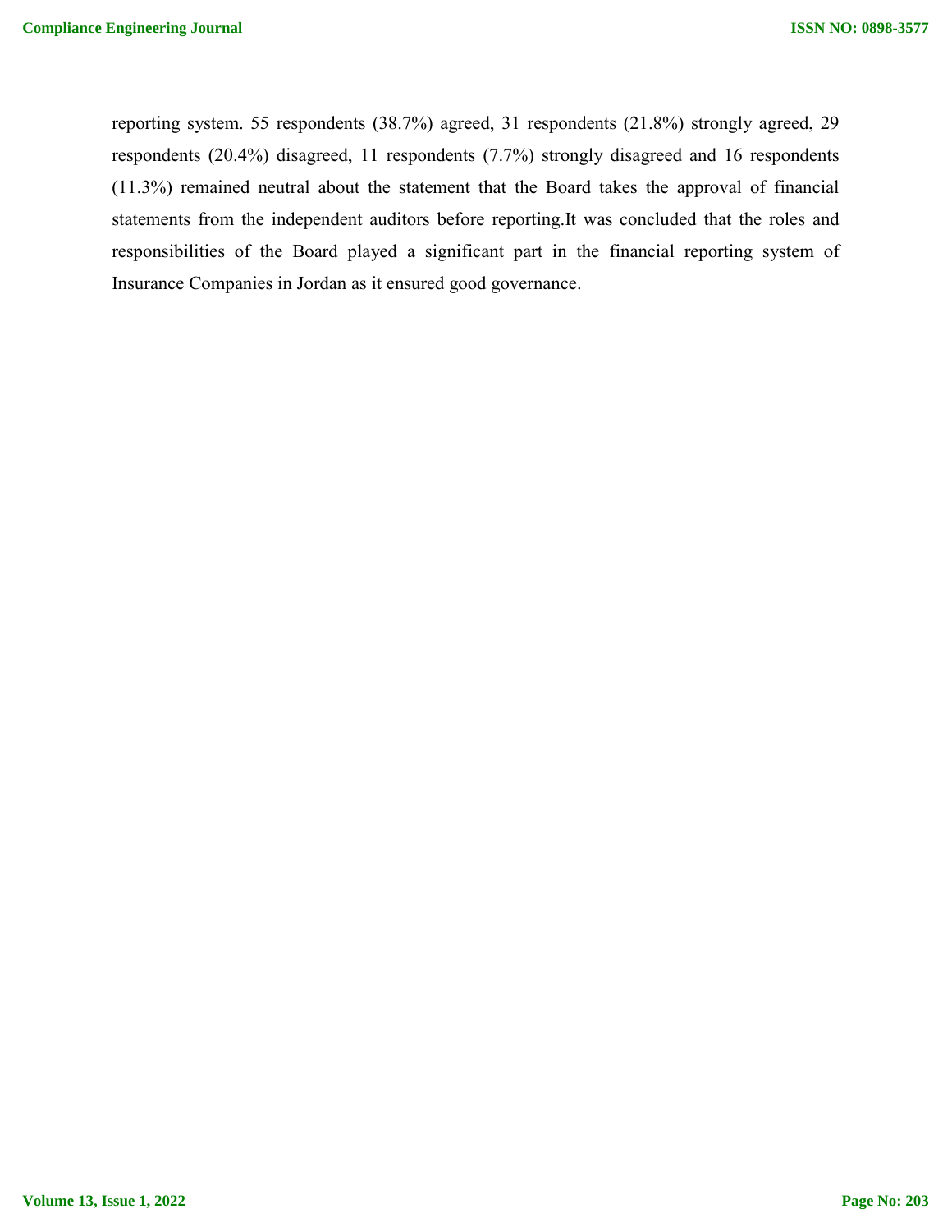reporting system. 55 respondents (38.7%) agreed, 31 respondents (21.8%) strongly agreed, 29 respondents (20.4%) disagreed, 11 respondents (7.7%) strongly disagreed and 16 respondents (11.3%) remained neutral about the statement that the Board takes the approval of financial statements from the independent auditors before reporting.It was concluded that the roles and responsibilities of the Board played a significant part in the financial reporting system of Insurance Companies in Jordan as it ensured good governance.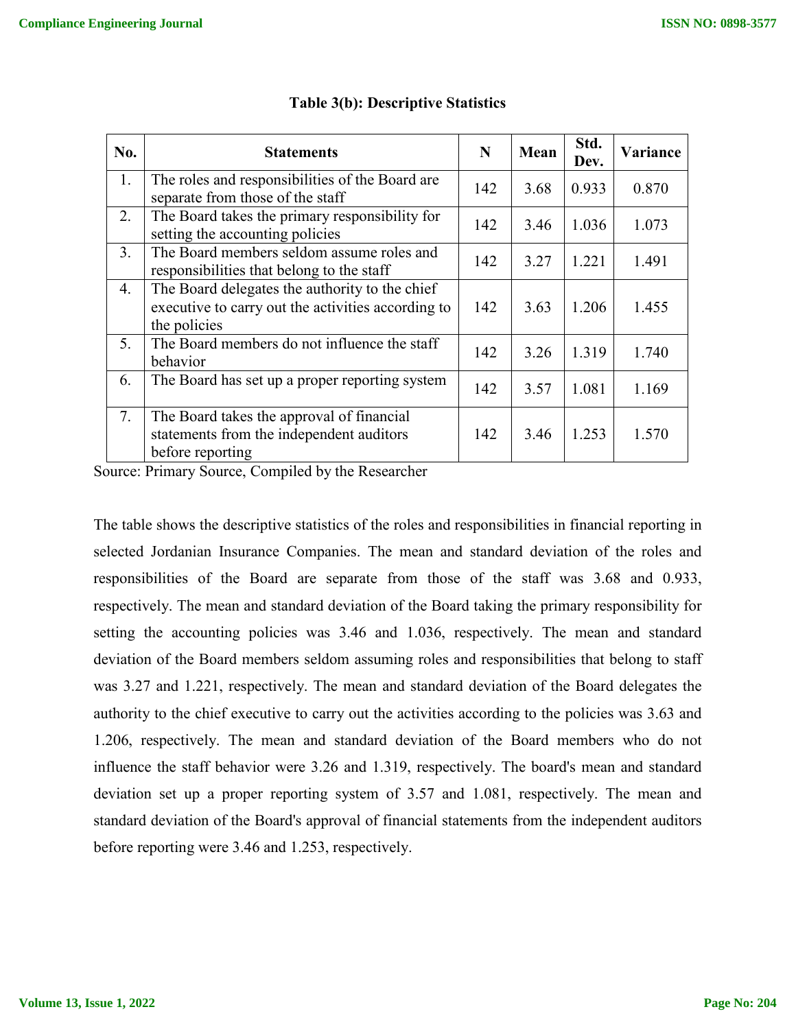**Table 3(b): Descriptive Statistics**

| No. | Statements | N | Mean | Std. Dev. | Variance |
|---|---|---|---|---|---|
| 1. | The roles and responsibilities of the Board are separate from those of the staff | 142 | 3.68 | 0.933 | 0.870 |
| 2. | The Board takes the primary responsibility for setting the accounting policies | 142 | 3.46 | 1.036 | 1.073 |
| 3. | The Board members seldom assume roles and responsibilities that belong to the staff | 142 | 3.27 | 1.221 | 1.491 |
| 4. | The Board delegates the authority to the chief executive to carry out the activities according to the policies | 142 | 3.63 | 1.206 | 1.455 |
| 5. | The Board members do not influence the staff behavior | 142 | 3.26 | 1.319 | 1.740 |
| 6. | The Board has set up a proper reporting system | 142 | 3.57 | 1.081 | 1.169 |
| 7. | The Board takes the approval of financial statements from the independent auditors before reporting | 142 | 3.46 | 1.253 | 1.570 |

Source: Primary Source, Compiled by the Researcher

The table shows the descriptive statistics of the roles and responsibilities in financial reporting in selected Jordanian Insurance Companies. The mean and standard deviation of the roles and responsibilities of the Board are separate from those of the staff was 3.68 and 0.933, respectively. The mean and standard deviation of the Board taking the primary responsibility for setting the accounting policies was 3.46 and 1.036, respectively. The mean and standard deviation of the Board members seldom assuming roles and responsibilities that belong to staff was 3.27 and 1.221, respectively. The mean and standard deviation of the Board delegates the authority to the chief executive to carry out the activities according to the policies was 3.63 and 1.206, respectively. The mean and standard deviation of the Board members who do not influence the staff behavior were 3.26 and 1.319, respectively. The board's mean and standard deviation set up a proper reporting system of 3.57 and 1.081, respectively. The mean and standard deviation of the Board's approval of financial statements from the independent auditors before reporting were 3.46 and 1.253, respectively.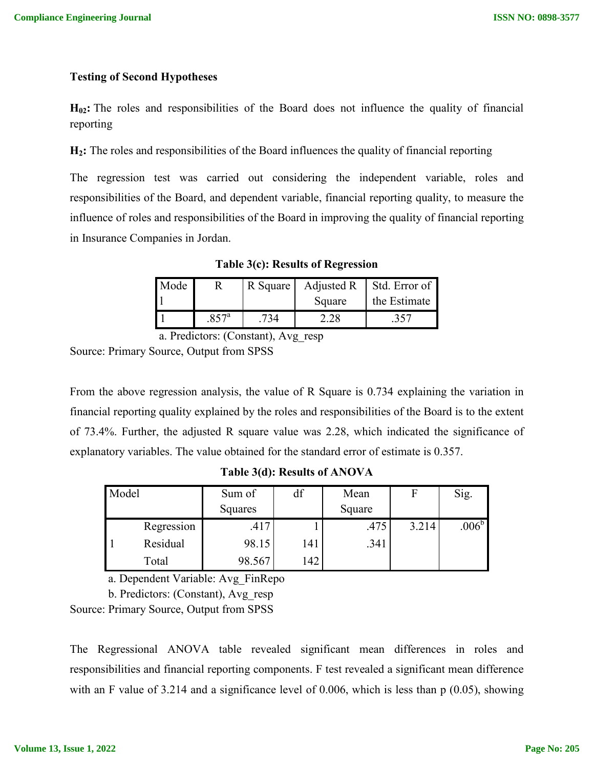**Testing of Second Hypotheses**

**$H_{02}$:** The roles and responsibilities of the Board does not influence the quality of financial reporting

**$H_2$:** The roles and responsibilities of the Board influences the quality of financial reporting

The regression test was carried out considering the independent variable, roles and responsibilities of the Board, and dependent variable, financial reporting quality, to measure the influence of roles and responsibilities of the Board in improving the quality of financial reporting in Insurance Companies in Jordan.

**Table 3(c): Results of Regression**

| Model | R | R Square | Adjusted R Square | Std. Error of the Estimate |
|---|---|---|---|---|
| 1 | .857[a] | .734 | 2.28 | .357 |

a. Predictors: (Constant), Avg_resp

Source: Primary Source, Output from SPSS

From the above regression analysis, the value of R Square is 0.734 explaining the variation in financial reporting quality explained by the roles and responsibilities of the Board is to the extent of 73.4%. Further, the adjusted R square value was 2.28, which indicated the significance of explanatory variables. The value obtained for the standard error of estimate is 0.357.

**Table 3(d): Results of ANOVA**

| Model | | Sum of Squares | df | Mean Square | F | Sig. |
|---|---|---|---|---|---|---|
| 1 | Regression | .417 | 1 | .475 | 3.214 | .006[b] |
| | Residual | 98.15 | 141 | .341 | | |
| | Total | 98.567 | 142 | | | |

a. Dependent Variable: Avg_FinRepo

b. Predictors: (Constant), Avg_resp

Source: Primary Source, Output from SPSS

The Regressional ANOVA table revealed significant mean differences in roles and responsibilities and financial reporting components. F test revealed a significant mean difference with an F value of 3.214 and a significance level of 0.006, which is less than p (0.05), showing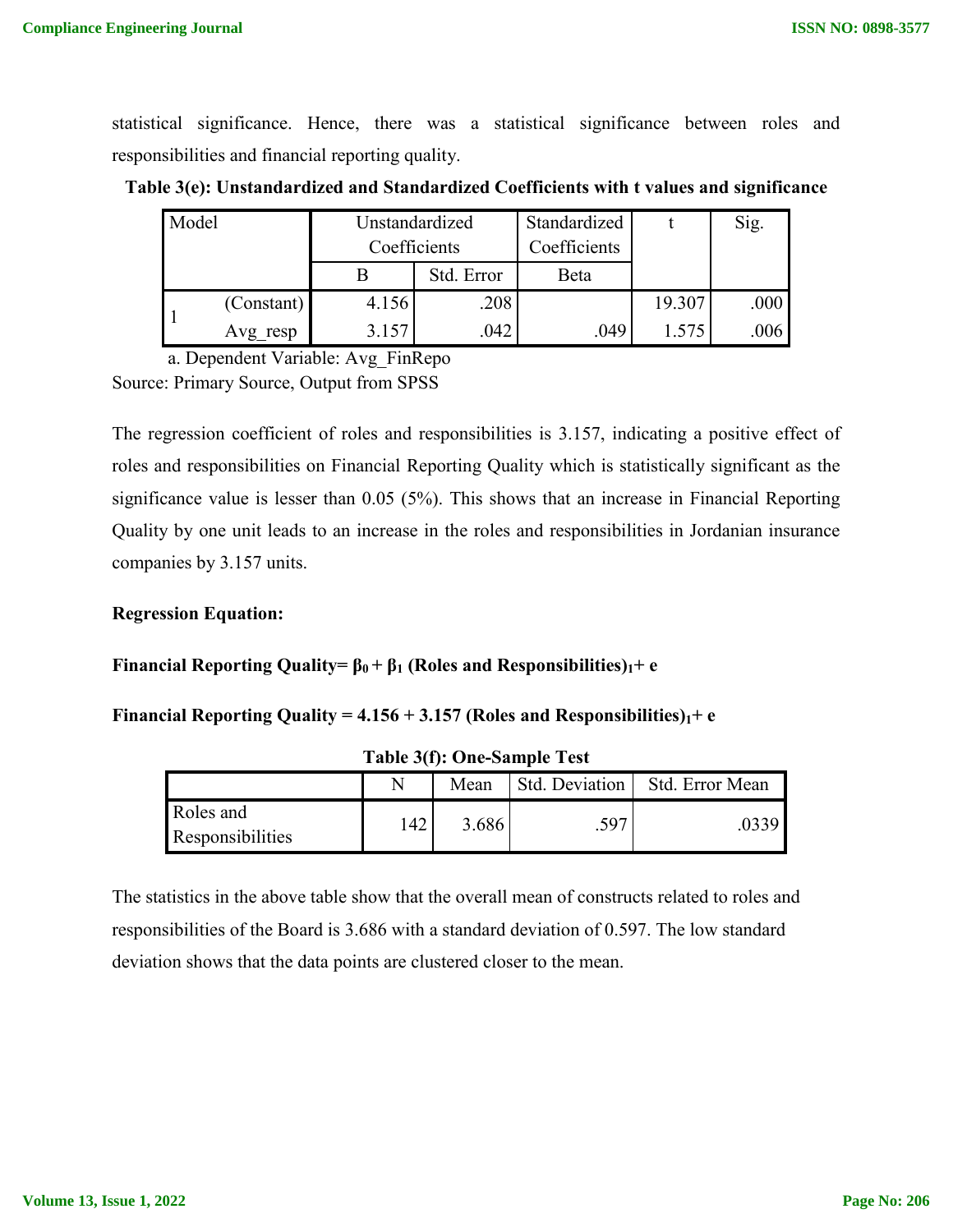statistical significance. Hence, there was a statistical significance between roles and responsibilities and financial reporting quality.

**Table 3(e): Unstandardized and Standardized Coefficients with t values and significance**

| Model | | Unstandardized Coefficients | | Standardized Coefficients | t | Sig. |
|---|---|---|---|---|---|---|
| | | B | Std. Error | Beta | | |
| 1 | (Constant) | 4.156 | .208 | | 19.307 | .000 |
| | Avg_resp | 3.157 | .042 | .049 | 1.575 | .006 |

a. Dependent Variable: Avg_FinRepo

Source: Primary Source, Output from SPSS

The regression coefficient of roles and responsibilities is 3.157, indicating a positive effect of roles and responsibilities on Financial Reporting Quality which is statistically significant as the significance value is lesser than 0.05 (5%). This shows that an increase in Financial Reporting Quality by one unit leads to an increase in the roles and responsibilities in Jordanian insurance companies by 3.157 units.

**Regression Equation:**

**Financial Reporting Quality= $\beta_0 + \beta_1$ (Roles and Responsibilities)$_1$+ e**

**Financial Reporting Quality = 4.156 + 3.157 (Roles and Responsibilities)$_1$+ e**

**Table 3(f): One-Sample Test**

| | N | Mean | Std. Deviation | Std. Error Mean |
|---|---|---|---|---|
| Roles and Responsibilities | 142 | 3.686 | .597 | .0339 |

The statistics in the above table show that the overall mean of constructs related to roles and responsibilities of the Board is 3.686 with a standard deviation of 0.597. The low standard deviation shows that the data points are clustered closer to the mean.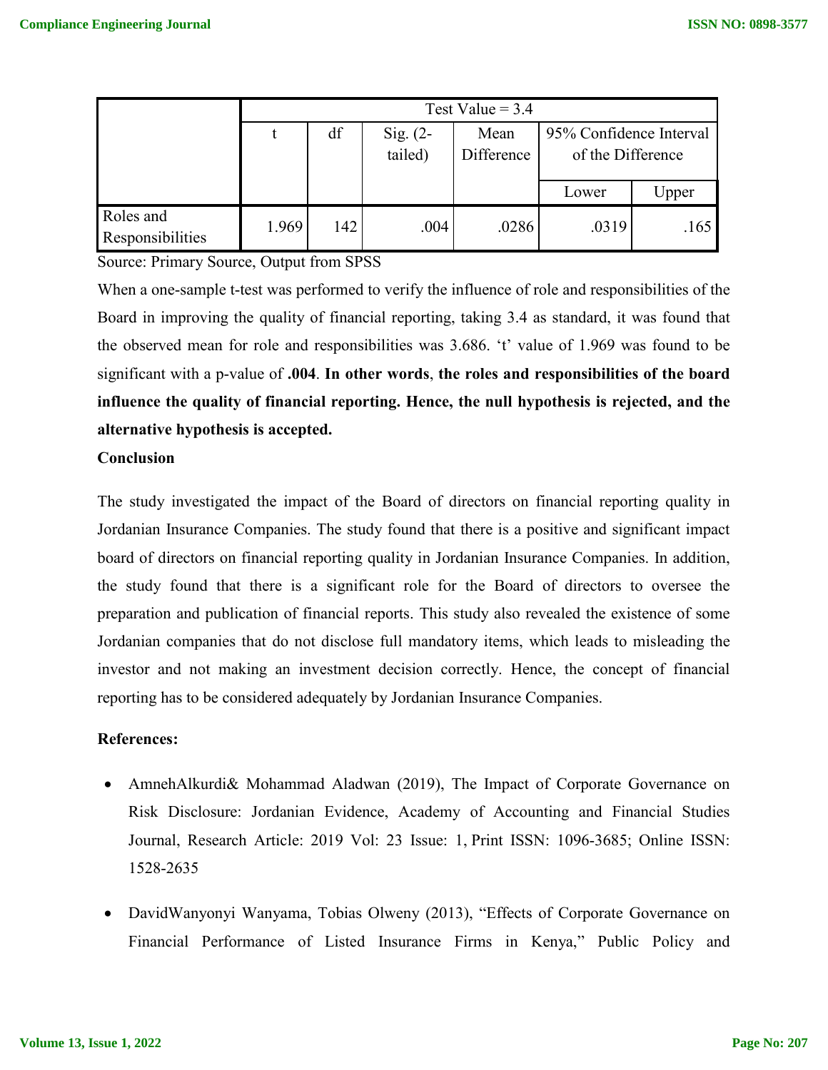| | Test Value = 3.4 | | | | | |
|---|---|---|---|---|---|---|
| | t | df | Sig. (2-tailed) | Mean Difference | 95% Confidence Interval of the Difference | |
| | | | | | Lower | Upper |
| Roles and Responsibilities | 1.969 | 142 | .004 | .0286 | .0319 | .165 |

Source: Primary Source, Output from SPSS

When a one-sample t-test was performed to verify the influence of role and responsibilities of the Board in improving the quality of financial reporting, taking 3.4 as standard, it was found that the observed mean for role and responsibilities was 3.686. 't' value of 1.969 was found to be significant with a p-value of **.004**. **In other words**, **the roles and responsibilities of the board influence the quality of financial reporting. Hence, the null hypothesis is rejected, and the alternative hypothesis is accepted.**

**Conclusion**

The study investigated the impact of the Board of directors on financial reporting quality in Jordanian Insurance Companies. The study found that there is a positive and significant impact board of directors on financial reporting quality in Jordanian Insurance Companies. In addition, the study found that there is a significant role for the Board of directors to oversee the preparation and publication of financial reports. This study also revealed the existence of some Jordanian companies that do not disclose full mandatory items, which leads to misleading the investor and not making an investment decision correctly. Hence, the concept of financial reporting has to be considered adequately by Jordanian Insurance Companies.

**References:**

- AmnehAlkurdi& Mohammad Aladwan (2019), The Impact of Corporate Governance on Risk Disclosure: Jordanian Evidence, Academy of Accounting and Financial Studies Journal, Research Article: 2019 Vol: 23 Issue: 1, Print ISSN: 1096-3685; Online ISSN: 1528-2635
- DavidWanyonyi Wanyama, Tobias Olweny (2013), "Effects of Corporate Governance on Financial Performance of Listed Insurance Firms in Kenya," Public Policy and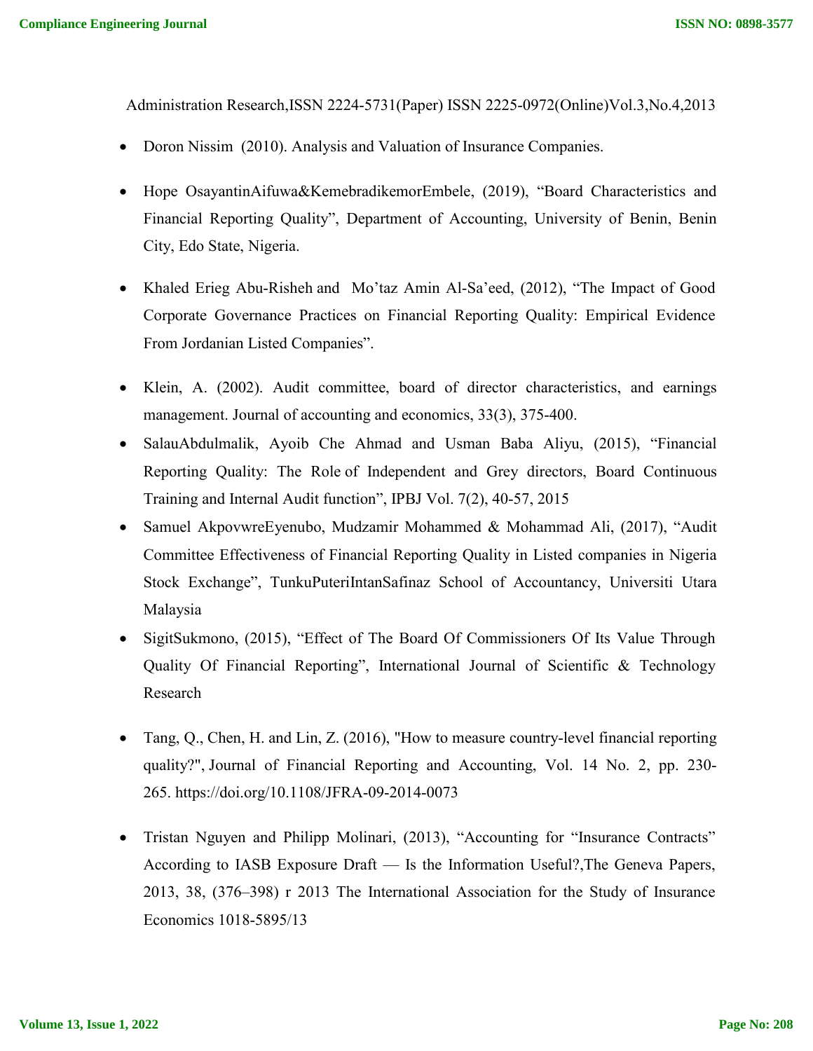Administration Research,ISSN 2224-5731(Paper) ISSN 2225-0972(Online)Vol.3,No.4,2013

- Doron Nissim (2010). Analysis and Valuation of Insurance Companies.

- Hope OsayantinAifuwa&KemebradikemorEmbele, (2019), "Board Characteristics and Financial Reporting Quality", Department of Accounting, University of Benin, Benin City, Edo State, Nigeria.

- Khaled Erieg Abu-Risheh and Mo'taz Amin Al-Sa'eed, (2012), "The Impact of Good Corporate Governance Practices on Financial Reporting Quality: Empirical Evidence From Jordanian Listed Companies".

- Klein, A. (2002). Audit committee, board of director characteristics, and earnings management. Journal of accounting and economics, 33(3), 375-400.
- SalauAbdulmalik, Ayoib Che Ahmad and Usman Baba Aliyu, (2015), "Financial Reporting Quality: The Role of Independent and Grey directors, Board Continuous Training and Internal Audit function", IPBJ Vol. 7(2), 40-57, 2015
- Samuel AkpovwreEyenubo, Mudzamir Mohammed & Mohammad Ali, (2017), "Audit Committee Effectiveness of Financial Reporting Quality in Listed companies in Nigeria Stock Exchange", TunkuPuteriIntanSafinaz School of Accountancy, Universiti Utara Malaysia
- SigitSukmono, (2015), "Effect of The Board Of Commissioners Of Its Value Through Quality Of Financial Reporting", International Journal of Scientific & Technology Research

- Tang, Q., Chen, H. and Lin, Z. (2016), "How to measure country-level financial reporting quality?", Journal of Financial Reporting and Accounting, Vol. 14 No. 2, pp. 230-265. https://doi.org/10.1108/JFRA-09-2014-0073

- Tristan Nguyen and Philipp Molinari, (2013), "Accounting for "Insurance Contracts" According to IASB Exposure Draft — Is the Information Useful?,The Geneva Papers, 2013, 38, (376–398) r 2013 The International Association for the Study of Insurance Economics 1018-5895/13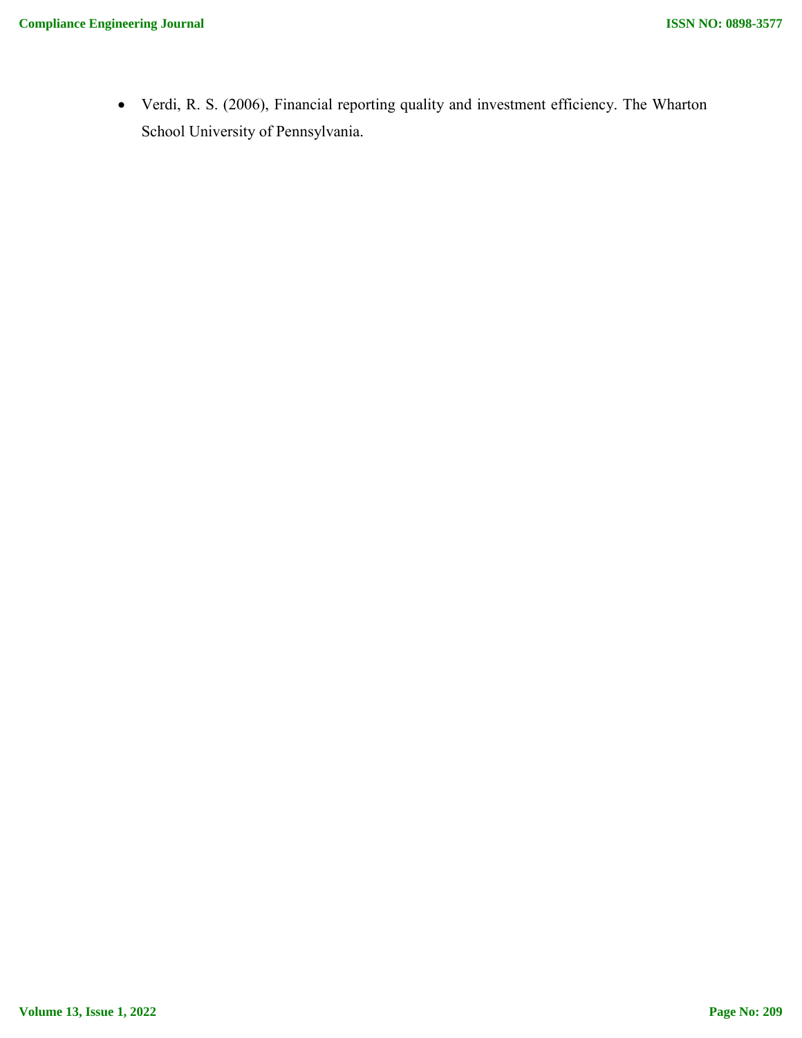- Verdi, R. S. (2006), Financial reporting quality and investment efficiency. The Wharton School University of Pennsylvania.